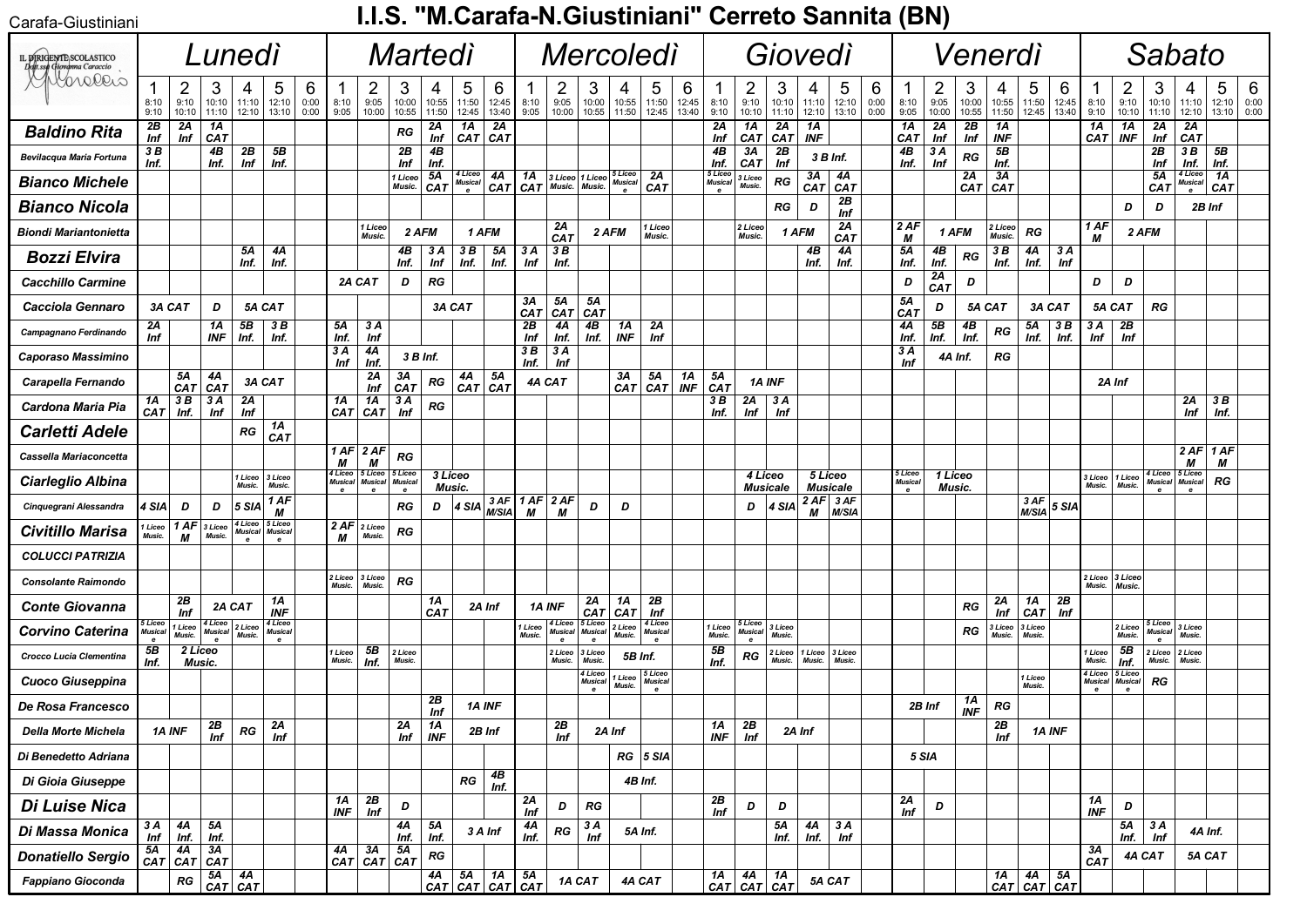# I.I.S. "M.Carafa-N.Giustiniani" Cerreto Sannita (BN)

| IL DIRIGENTE SCOLASTICO Dott.ssa Giovanna Caraccio | Lunedì | | | | | | Martedì | | | | | | Mercoledì | | | | | | Giovedì | | | | | | Venerdì | | | | | | Sabato | | | | | |
|---|---|---|---|---|---|---|---|---|---|---|---|---|---|---|---|---|---|---|---|---|---|---|---|---|---|---|---|---|---|---|---|---|---|---|---|---|
| | 1 8:10 9:10 | 2 9:10 10:10 | 3 10:10 11:10 | 4 11:10 12:10 | 5 12:10 13:10 | 6 0:00 0:00 | 1 8:10 9:05 | 2 9:05 10:00 | 3 10:00 10:55 | 4 10:55 11:50 | 5 11:50 12:45 | 6 12:45 13:40 | 1 8:10 9:05 | 2 9:05 10:00 | 3 10:00 10:55 | 4 10:55 11:50 | 5 11:50 12:45 | 6 12:45 13:40 | 1 8:10 9:10 | 2 9:10 10:10 | 3 10:10 11:10 | 4 11:10 12:10 | 5 12:10 13:10 | 6 0:00 0:00 | 1 8:10 9:05 | 2 9:05 10:00 | 3 10:00 10:55 | 4 10:55 11:50 | 5 11:50 12:45 | 6 12:45 13:40 | 1 8:10 9:10 | 2 9:10 10:10 | 3 10:10 11:10 | 4 11:10 12:10 | 5 12:10 13:10 | 6 0:00 0:00 |
| **Baldino Rita** | 2B Inf | 2A Inf | 1A CAT | | | | | | RG | 2A Inf | 1A CAT | 2A CAT | | | | | | | 2A Inf | 1A CAT | 2A CAT | 1A INF | | | 1A CAT | 2A Inf | 2B Inf | 1A INF | | | 1A CAT | 1A INF | 2A Inf | 2A CAT | | |
| **Bevilacqua Maria Fortuna** | 3 B Inf. | | 4B Inf. | 2B Inf | 5B Inf. | | | | 2B Inf | 4B Inf. | | | | | | | | | 4B Inf. | 3A CAT | 2B Inf | 3 B Inf. | | | 4B Inf. | 3 A Inf | RG | 5B Inf. | | | | | 2B Inf | 3 B Inf. | 5B Inf. | |
| **Bianco Michele** | | | | | | | | | 1 Liceo Music. | 5A CAT | 4 Liceo Musicale | 4A CAT | 1A CAT | 3 Liceo Music. | 1 Liceo Music. | 5 Liceo Musicale | 2A CAT | | 5 Liceo Musicale | 3 Liceo Music. | RG | 3A CAT | 4A CAT | | | | 2A CAT | 3A CAT | | | | | 5A CAT | 4 Liceo Musicale | 1A CAT | |
| **Bianco Nicola** | | | | | | | | | | | | | | | | | | | | | RG | D | 2B Inf | | | | | | | | | D | D | 2B Inf | | |
| **Biondi Mariantonietta** | | | | | | | | 1 Liceo Music. | 2 AFM | | 1 AFM | | | 2A CAT | 2 AFM | | 1 Liceo Music. | | | 2 Liceo Music. | 1 AFM | | 2A CAT | | 2 AF M | 1 AFM | | 2 Liceo Music. | RG | | 1 AF M | 2 AFM | | | | |
| **Bozzi Elvira** | | | | 5A Inf. | 4A Inf. | | | | 4B Inf. | 3 A Inf. | 3 B Inf. | 5A Inf. | 3 A Inf | 3 B Inf. | | | | | | | | 4B Inf. | 4A Inf. | | 5A Inf. | 4B Inf. | RG | 3 B Inf. | 4A Inf. | 3 A Inf | | | | | | |
| **Cacchillo Carmine** | | | | | | | 2A CAT | | D | RG | | | | | | | | | | | | | | | D | 2A CAT | D | | | | D | D | | | | |
| **Cacciola Gennaro** | 3A CAT | | D | 5A CAT | | | | | | 3A CAT | | | 3A CAT | 5A CAT | 5A CAT | | | | | | | | | | 5A CAT | D | 5A CAT | | 3A CAT | | 5A CAT | | RG | | | |
| **Campagnano Ferdinando** | 2A Inf | | 1A INF | 5B Inf. | 3 B Inf. | | 5A Inf. | 3 A Inf | | | | | 2B Inf | 4A Inf. | 4B Inf. | 1A INF | 2A Inf | | | | | | | | 4A Inf. | 5B Inf. | 4B Inf. | RG | 5A Inf. | 3 B Inf. | 3 A Inf | 2B Inf | | | | |
| **Caporaso Massimino** | | | | | | | 3 A Inf | 4A Inf. | 3 B Inf. | | | | 3 B Inf. | 3 A Inf | | | | | | | | | | | 3 A Inf | 4A Inf. | | RG | | | | | | | | |
| **Carapella Fernando** | | 5A CAT | 4A CAT | 3A CAT | | | | 2A Inf | 3A CAT | RG | 4A CAT | 5A CAT | 4A CAT | | | 3A CAT | 5A CAT | 1A INF | 5A CAT | 1A INF | | | | | | | | | | | 2A Inf | | | | | |
| **Cardona Maria Pia** | 1A CAT | 3 B Inf. | 3 A Inf | 2A Inf | | | 1A CAT | 1A CAT | 3 A Inf | RG | | | | | | | | | 3 B Inf. | 2A Inf | 3 A Inf | | | | | | | | | | | | | 2A Inf | 3 B Inf. | |
| **Carletti Adele** | | | | RG | 1A CAT | | | | | | | | | | | | | | | | | | | | | | | | | | | | | | | |
| **Cassella Mariaconcetta** | | | | | | | 1 AF M | 2 AF M | RG | | | | | | | | | | | | | | | | | | | | | | | | | 2 AF M | 1 AF M | |
| **Ciarleglio Albina** | | | | 1 Liceo Music. | 3 Liceo Music. | | 4 Liceo Musicale | 5 Liceo Musicale | 5 Liceo Musicale | 3 Liceo Music. | | | | | | | | | | 4 Liceo Musicale | | 5 Liceo Musicale | | | 5 Liceo Musicale | 1 Liceo Music. | | | | | 3 Liceo Music. | 1 Liceo Music. | 4 Liceo Musicale | 5 Liceo Musicale | RG | |
| **Cinquegrani Alessandra** | 4 SIA | D | D | 5 SIA | 1 AF M | | | | RG | D | 4 SIA | 3 AF M/SIA | 1 AF M | 2 AF M | D | D | | | | D | 4 SIA | 2 AF M | 3 AF M/SIA | | | | | | 3 AF M/SIA | 5 SIA | | | | | | |
| **Civitillo Marisa** | 1 Liceo Music. | 1 AF M | 3 Liceo Music. | 4 Liceo Musicale | 5 Liceo Musicale | | 2 AF M | 2 Liceo Music. | RG | | | | | | | | | | | | | | | | | | | | | | | | | | | |
| **COLUCCI PATRIZIA** | | | | | | | | | | | | | | | | | | | | | | | | | | | | | | | | | | | | |
| **Consolante Raimondo** | | | | | | | 2 Liceo Music. | 3 Liceo Music. | RG | | | | | | | | | | | | | | | | | | | | | | 2 Liceo Music. | 3 Liceo Music. | | | | |
| **Conte Giovanna** | | 2B Inf | 2A CAT | | 1A INF | | | | | 1A CAT | 2A Inf | | 1A INF | | 2A CAT | 1A CAT | 2B Inf | | | | | | | | | | RG | 2A Inf | 1A CAT | 2B Inf | | | | | | |
| **Corvino Caterina** | 5 Liceo Musicale | 1 Liceo Music. | 4 Liceo Musicale | 2 Liceo Music. | 4 Liceo Musicale | | | | | | | | 1 Liceo Music. | 4 Liceo Musicale | 5 Liceo Musicale | 2 Liceo Music. | 4 Liceo Musicale | | 1 Liceo Music. | 5 Liceo Musicale | 3 Liceo Music. | | | | | | RG | 3 Liceo Music. | 3 Liceo Music. | | | 2 Liceo Music. | 5 Liceo Musicale | 3 Liceo Music. | | |
| **Crocco Lucia Clementina** | 5B Inf. | 2 Liceo Music. | | | | | 1 Liceo Music. | 5B Inf. | 2 Liceo Music. | | | | | 2 Liceo Music. | 3 Liceo Music. | 5B Inf. | | | 5B Inf. | RG | 2 Liceo Music. | 1 Liceo Music. | 3 Liceo Music. | | | | | | | | 1 Liceo Music. | 5B Inf. | 2 Liceo Music. | 2 Liceo Music. | | |
| **Cuoco Giuseppina** | | | | | | | | | | | | | | | 4 Liceo Musicale | 1 Liceo Music. | 5 Liceo Musicale | | | | | | | | | | | | 1 Liceo Music. | | 4 Liceo Musicale | 5 Liceo Musicale | RG | | | |
| **De Rosa Francesco** | | | | | | | | | | 2B Inf | 1A INF | | | | | | | | | | | | | | 2B Inf | | 1A INF | RG | | | | | | | | |
| **Della Morte Michela** | 1A INF | | 2B Inf | RG | 2A Inf | | | | 2A Inf | 1A INF | 2B Inf | | | 2B Inf | 2A Inf | | | | 1A INF | 2B Inf | 2A Inf | | | | | | | 2B Inf | 1A INF | | | | | | | |
| **Di Benedetto Adriana** | | | | | | | | | | | | | | | | | RG | 5 SIA | | | | | | | 5 SIA | | | | | | | | | | | |
| **Di Gioia Giuseppe** | | | | | | | | | | | RG | 4B Inf. | | | | 4B Inf. | | | | | | | | | | | | | | | | | | | | |
| **Di Luise Nica** | | | | | | | 1A INF | 2B Inf | D | | | | 2A Inf | D | RG | | | | 2B Inf | D | D | | | | 2A Inf | D | | | | | 1A INF | D | | | | |
| **Di Massa Monica** | 3 A Inf | 4A Inf. | 5A Inf. | | | | | | 4A Inf. | 5A Inf. | 3 A Inf | | 4A Inf. | RG | 3 A Inf | 5A Inf. | | | | | 5A Inf. | 4A Inf. | 3 A Inf | | | | | | | | | 5A Inf. | 3 A Inf | 4A Inf. | | |
| **Donatiello Sergio** | 5A CAT | 4A CAT | 3A CAT | | | | 4A CAT | 3A CAT | 5A CAT | RG | | | | | | | | | | | | | | | | | | | | | 3A CAT | 4A CAT | | 5A CAT | | |
| **Fappiano Gioconda** | | RG | 5A CAT | 4A CAT | | | | | | 4A CAT | 5A CAT | 1A CAT | 5A CAT | 1A CAT | | 4A CAT | | | 1A CAT | 4A CAT | 1A CAT | 5A CAT | | | | | | 1A CAT | 4A CAT | 5A CAT | | | | | | |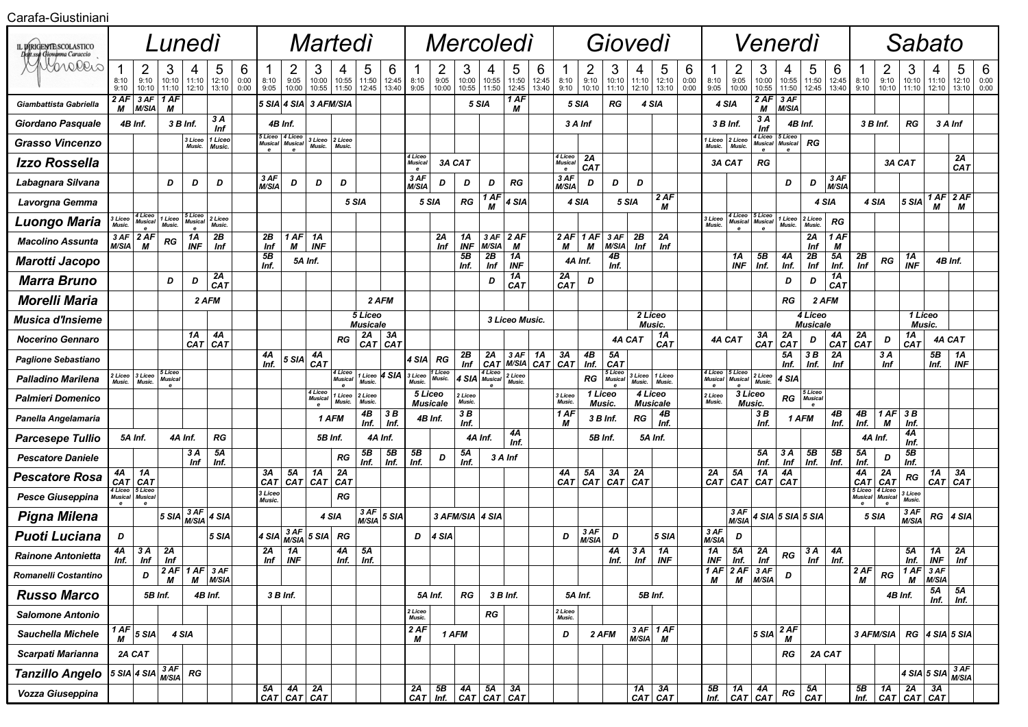Carafa-Giustiniani

| IL DIRIGENTE SCOLASTICO Dott.ssa Giovanna Caracciolo | Lunedì | | | | | | Martedì | | | | | | Mercoledì | | | | | | Giovedì | | | | | | Venerdì | | | | | | Sabato | | | | | |
|---|---|---|---|---|---|---|---|---|---|---|---|---|---|---|---|---|---|---|---|---|---|---|---|---|---|---|---|---|---|---|---|---|---|---|---|---|
| | 1 8:10 9:10 | 2 9:10 10:10 | 3 10:10 11:10 | 4 11:10 12:10 | 5 12:10 13:10 | 6 0:00 0:00 | 1 8:10 9:05 | 2 9:05 10:00 | 3 10:00 10:55 | 4 10:55 11:50 | 5 11:50 12:45 | 6 12:45 13:40 | 1 8:10 9:05 | 2 9:05 10:00 | 3 10:00 10:55 | 4 10:55 11:50 | 5 11:50 12:45 | 6 12:45 13:40 | 1 8:10 9:10 | 2 9:10 10:10 | 3 10:10 11:10 | 4 11:10 12:10 | 5 12:10 13:10 | 6 0:00 0:00 | 1 8:10 9:05 | 2 9:05 10:00 | 3 10:00 10:55 | 4 10:55 11:50 | 5 11:50 12:45 | 6 12:45 13:40 | 1 8:10 9:10 | 2 9:10 10:10 | 3 10:10 11:10 | 4 11:10 12:10 | 5 12:10 13:10 | 6 0:00 0:00 |
| Giambattista Gabriella | 2 AF M | 3 AF M/SIA | 1 AF M | | | | 5 SIA | 4 SIA | 3 AFM/SIA | 3 AFM/SIA | | | | | 5 SIA | 5 SIA | 1 AF M | | 5 SIA | 5 SIA | RG | 4 SIA | 4 SIA | | 4 SIA | 4 SIA | 2 AF M | 3 AF M/SIA | | | | | | | | |
| Giordano Pasquale | 4B Inf. | 4B Inf. | 3 B Inf. | 3 B Inf. | 3 A Inf | | 4B Inf. | 4B Inf. | | | | | | | | | | | 3 A Inf | 3 A Inf | | | | | 3 B Inf. | 3 B Inf. | 3 A Inf | 4B Inf. | 4B Inf. | | 3 B Inf. | 3 B Inf. | RG | 3 A Inf | 3 A Inf | |
| Grasso Vincenzo | | | | 3 Liceo Music. | 1 Liceo Music. | | 5 Liceo Musicale | 4 Liceo Musicale | 3 Liceo Music. | 2 Liceo Music. | | | | | | | | | | | | | | | 1 Liceo Music. | 2 Liceo Music. | 4 Liceo Musicale | 5 Liceo Musicale | RG | | | | | | | |
| Izzo Rossella | | | | | | | | | | | | | 4 Liceo Musicale | 3A CAT | 3A CAT | | | | 4 Liceo Musicale | 2A CAT | | | | | 3A CAT | 3A CAT | RG | | | | | 3A CAT | 3A CAT | | 2A CAT | |
| Labagnara Silvana | | | D | D | D | | 3 AF M/SIA | D | D | D | | | 3 AF M/SIA | D | D | D | RG | | 3 AF M/SIA | D | D | D | | | | | | D | D | 3 AF M/SIA | | | | | | |
| Lavorgna Gemma | | | | | | | | | | 5 SIA | 5 SIA | | 5 SIA | 5 SIA | RG | 1 AF M | 4 SIA | | 4 SIA | 4 SIA | 5 SIA | 5 SIA | 2 AF M | | | | | | 4 SIA | 4 SIA | 4 SIA | 4 SIA | 5 SIA | 1 AF M | 2 AF M | |
| Luongo Maria | 3 Liceo Music. | 4 Liceo Musicale | 1 Liceo Music. | 5 Liceo Musicale | 2 Liceo Music. | | | | | | | | | | | | | | | | | | | | 3 Liceo Music. | 4 Liceo Musicale | 5 Liceo Musicale | 1 Liceo Music. | 2 Liceo Music. | RG | | | | | | |
| Macolino Assunta | 3 AF M/SIA | 2 AF M | RG | 1A INF | 2B Inf | | 2B Inf | 1 AF M | 1A INF | | | | | 2A Inf | 1A INF | 3 AF M/SIA | 2 AF M | | 2 AF M | 1 AF M | 3 AF M/SIA | 2B Inf | 2A Inf | | | | | | 2A Inf | 1 AF M | | | | | | |
| Marotti Jacopo | | | | | | | 5B Inf. | 5A Inf. | 5A Inf. | | | | | | 5B Inf. | 2B Inf | 1A INF | | 4A Inf. | 4A Inf. | 4B Inf. | | | | | 1A INF | 5B Inf. | 4A Inf. | 2B Inf | 5A Inf. | 2B Inf | RG | 1A INF | 4B Inf. | 4B Inf. | |
| Marra Bruno | | | D | D | 2A CAT | | | | | | | | | | | D | 1A CAT | | 2A CAT | D | | | | | | | | D | D | 1A CAT | | | | | | |
| Morelli Maria | | | | 2 AFM | 2 AFM | | | | | | 2 AFM | 2 AFM | | | | | | | | | | | | | | | | RG | 2 AFM | 2 AFM | | | | | | |
| Musica d'Insieme | | | | | | | | | | 5 Liceo Musicale | 5 Liceo Musicale | 5 Liceo Musicale | | | | 3 Liceo Music. | 3 Liceo Music. | | | | | 2 Liceo Music. | 2 Liceo Music. | | | | | 4 Liceo Musicale | 4 Liceo Musicale | 4 Liceo Musicale | | | 1 Liceo Music. | 1 Liceo Music. | | |
| Nocerino Gennaro | | | | 1A CAT | 4A CAT | | | | | RG | 2A CAT | 3A CAT | | | | | | | | | 4A CAT | 4A CAT | 1A CAT | | 4A CAT | 4A CAT | 3A CAT | 2A CAT | D | 4A CAT | 2A CAT | D | 1A CAT | 4A CAT | 4A CAT | |
| Paglione Sebastiano | | | | | | | 4A Inf. | 5 SIA | 4A CAT | | | | 4 SIA | RG | 2B Inf | 2A CAT | 3 AF M/SIA | 1A CAT | 3A CAT | 4B Inf. | 5A CAT | | | | | | | 5A Inf. | 3 B Inf. | 2A Inf | | 3 A Inf | | 5B Inf. | 1A INF | |
| Palladino Marilena | 2 Liceo Music. | 3 Liceo Music. | 5 Liceo Musicale | | | | | | | 4 Liceo Musicale | 1 Liceo Music. | 4 SIA | 3 Liceo Music. | 1 Liceo Music. | 4 SIA | 4 Liceo Musicale | 2 Liceo Music. | | | RG | 5 Liceo Musicale | 3 Liceo Music. | 1 Liceo Music. | | 4 Liceo Musicale | 5 Liceo Musicale | 2 Liceo Music. | 4 SIA | | | | | | | | |
| Palmieri Domenico | | | | | | | | | 4 Liceo Musicale | 1 Liceo Music. | 2 Liceo Music. | | 5 Liceo Musicale | 5 Liceo Musicale | 2 Liceo Music. | | | | 3 Liceo Music. | 1 Liceo Music. | 1 Liceo Music. | 4 Liceo Musicale | 4 Liceo Musicale | | 2 Liceo Music. | 3 Liceo Music. | 3 Liceo Music. | RG | 5 Liceo Musicale | | | | | | | |
| Panella Angelamaria | | | | | | | | | 1 AFM | 1 AFM | 4B Inf. | 3 B Inf. | 4B Inf. | 4B Inf. | 3 B Inf. | | | | 1 AF M | 3 B Inf. | 3 B Inf. | RG | 4B Inf. | | | | 3 B Inf. | 1 AFM | 1 AFM | 4B Inf. | 4B Inf. | 1 AF M | 3 B Inf. | | | |
| Parcesepe Tullio | 5A Inf. | 5A Inf. | 4A Inf. | 4A Inf. | RG | | | | 5B Inf. | 5B Inf. | 4A Inf. | 4A Inf. | | | 4A Inf. | 4A Inf. | 4A Inf. | | | 5B Inf. | 5B Inf. | 5A Inf. | 5A Inf. | | | | | | | | 4A Inf. | 4A Inf. | 4A Inf. | | | |
| Pescatore Daniele | | | | 3 A Inf | 5A Inf. | | | | | RG | 5B Inf. | 5B Inf. | 5B Inf. | D | 5A Inf. | 3 A Inf | 3 A Inf | | | | | | | | | | 5A Inf. | 3 A Inf | 5B Inf. | 5B Inf. | 5A Inf. | D | 5B Inf. | | | |
| Pescatore Rosa | 4A CAT | 1A CAT | | | | | 3A CAT | 5A CAT | 1A CAT | 2A CAT | | | | | | | | | 4A CAT | 5A CAT | 3A CAT | 2A CAT | | | 2A CAT | 5A CAT | 1A CAT | 4A CAT | | | 4A CAT | 2A CAT | RG | 1A CAT | 3A CAT | |
| Pesce Giuseppina | 4 Liceo Musicale | 5 Liceo Musicale | | | | | 3 Liceo Music. | | | RG | | | | | | | | | | | | | | | | | | | | | 5 Liceo Musicale | 4 Liceo Musicale | 3 Liceo Music. | | | |
| Pigna Milena | | | 5 SIA | 3 AF M/SIA | 4 SIA | | | | 4 SIA | 4 SIA | 3 AF M/SIA | 5 SIA | | 3 AFM/SIA | 3 AFM/SIA | 4 SIA | | | | | | | | | | 3 AF M/SIA | 4 SIA | 5 SIA | 5 SIA | | 5 SIA | 5 SIA | 3 AF M/SIA | RG | 4 SIA | |
| Puoti Luciana | D | | | | 5 SIA | | 4 SIA | 3 AF M/SIA | 5 SIA | RG | | | D | 4 SIA | | | | | D | 3 AF M/SIA | D | | 5 SIA | | 3 AF M/SIA | D | | | | | | | | | | |
| Rainone Antonietta | 4A Inf. | 3 A Inf | 2A Inf | | | | 2A Inf | 1A INF | | 4A Inf. | 5A Inf. | | | | | | | | | | 4A Inf. | 3 A Inf | 1A INF | | 1A INF | 5A Inf. | 2A Inf | RG | 3 A Inf | 4A Inf. | | | 5A Inf. | 1A INF | 2A Inf | |
| Romanelli Costantino | | D | 2 AF M | 1 AF M | 3 AF M/SIA | | | | | | | | | | | | | | | | | | | | 1 AF M | 2 AF M | 3 AF M/SIA | D | | | 2 AF M | RG | 1 AF M | 3 AF M/SIA | | |
| Russo Marco | | 5B Inf. | 5B Inf. | 4B Inf. | 4B Inf. | | 3 B Inf. | 3 B Inf. | | | | | 5A Inf. | 5A Inf. | RG | 3 B Inf. | 3 B Inf. | | 5A Inf. | 5A Inf. | | 5B Inf. | 5B Inf. | | | | | | | | | 4B Inf. | 4B Inf. | 5A Inf. | 5A Inf. | |
| Salomone Antonio | | | | | | | | | | | | | 2 Liceo Music. | | | RG | | | 2 Liceo Music. | | | | | | | | | | | | | | | | | |
| Sauchella Michele | 1 AF M | 5 SIA | 4 SIA | 4 SIA | | | | | | | | | 2 AF M | 1 AFM | 1 AFM | | | | D | 2 AFM | 2 AFM | 3 AF M/SIA | 1 AF M | | | | 5 SIA | 2 AF M | | | 3 AFM/SIA | 3 AFM/SIA | RG | 4 SIA | 5 SIA | |
| Scarpati Marianna | 2A CAT | 2A CAT | | | | | | | | | | | | | | | | | | | | | | | | | | RG | 2A CAT | 2A CAT | | | | | | |
| Tanzillo Angelo | 5 SIA | 4 SIA | 3 AF M/SIA | RG | | | | | | | | | | | | | | | | | | | | | | | | | | | | | 4 SIA | 5 SIA | 3 AF M/SIA | |
| Vozza Giuseppina | | | | | | | 5A CAT | 4A CAT | 2A CAT | | | | 2A CAT | 5B Inf. | 4A CAT | 5A CAT | 3A CAT | | | | | 1A CAT | 3A CAT | | 5B Inf. | 1A CAT | 4A CAT | RG | 5A CAT | | 5B Inf. | 1A CAT | 2A CAT | 3A CAT | | |